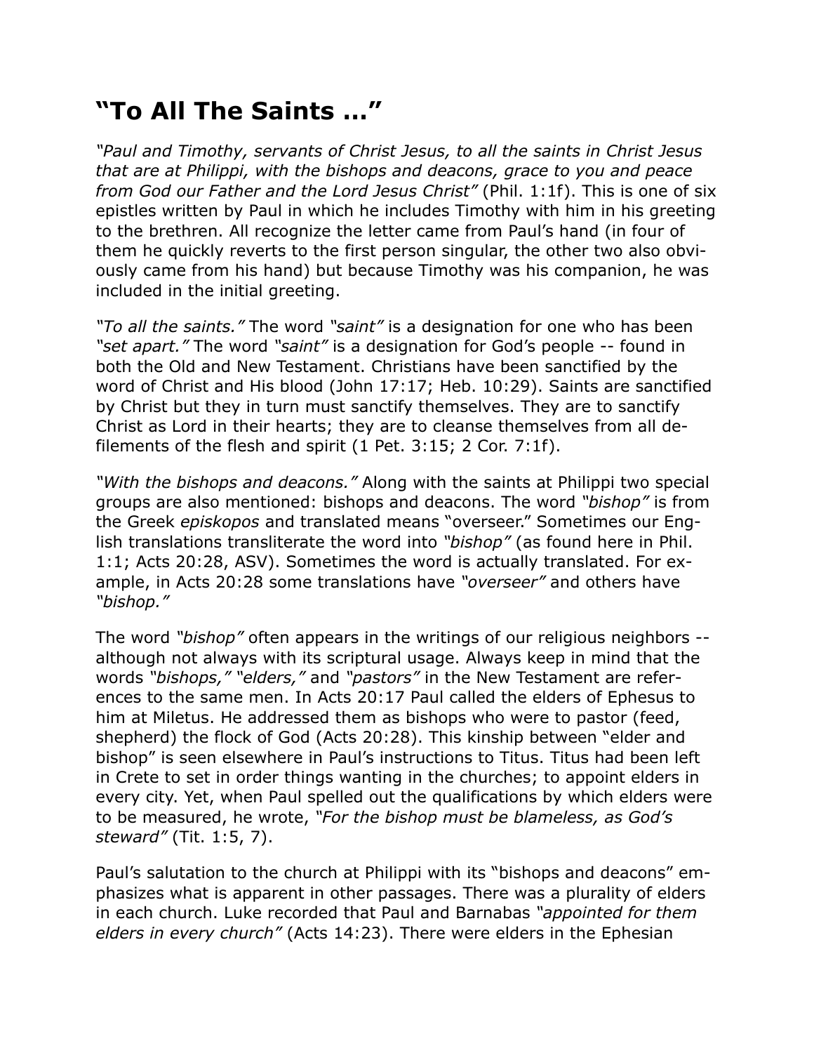# "To All The Saints ..."

*"Paul and Timothy, servants of Christ Jesus, to all the saints in Christ Jesus that are at Philippi, with the bishops and deacons, grace to you and peace from God our Father and the Lord Jesus Christ"* (Phil. 1:1f). This is one of six epistles written by Paul in which he includes Timothy with him in his greeting to the brethren. All recognize the letter came from Paul's hand (in four of them he quickly reverts to the first person singular, the other two also obviously came from his hand) but because Timothy was his companion, he was included in the initial greeting.

*"To all the saints."* The word *"saint"* is a designation for one who has been *"set apart."* The word *"saint"* is a designation for God's people -- found in both the Old and New Testament. Christians have been sanctified by the word of Christ and His blood (John 17:17; Heb. 10:29). Saints are sanctified by Christ but they in turn must sanctify themselves. They are to sanctify Christ as Lord in their hearts; they are to cleanse themselves from all defilements of the flesh and spirit (1 Pet. 3:15; 2 Cor. 7:1f).

*"With the bishops and deacons."* Along with the saints at Philippi two special groups are also mentioned: bishops and deacons. The word *"bishop"* is from the Greek *episkopos* and translated means "overseer." Sometimes our English translations transliterate the word into *"bishop"* (as found here in Phil. 1:1; Acts 20:28, ASV). Sometimes the word is actually translated. For example, in Acts 20:28 some translations have *"overseer"* and others have *"bishop."*

The word *"bishop"* often appears in the writings of our religious neighbors -- although not always with its scriptural usage. Always keep in mind that the words *"bishops," "elders,"* and *"pastors"* in the New Testament are references to the same men. In Acts 20:17 Paul called the elders of Ephesus to him at Miletus. He addressed them as bishops who were to pastor (feed, shepherd) the flock of God (Acts 20:28). This kinship between "elder and bishop" is seen elsewhere in Paul's instructions to Titus. Titus had been left in Crete to set in order things wanting in the churches; to appoint elders in every city. Yet, when Paul spelled out the qualifications by which elders were to be measured, he wrote, *"For the bishop must be blameless, as God's steward"* (Tit. 1:5, 7).

Paul's salutation to the church at Philippi with its "bishops and deacons" emphasizes what is apparent in other passages. There was a plurality of elders in each church. Luke recorded that Paul and Barnabas *"appointed for them elders in every church"* (Acts 14:23). There were elders in the Ephesian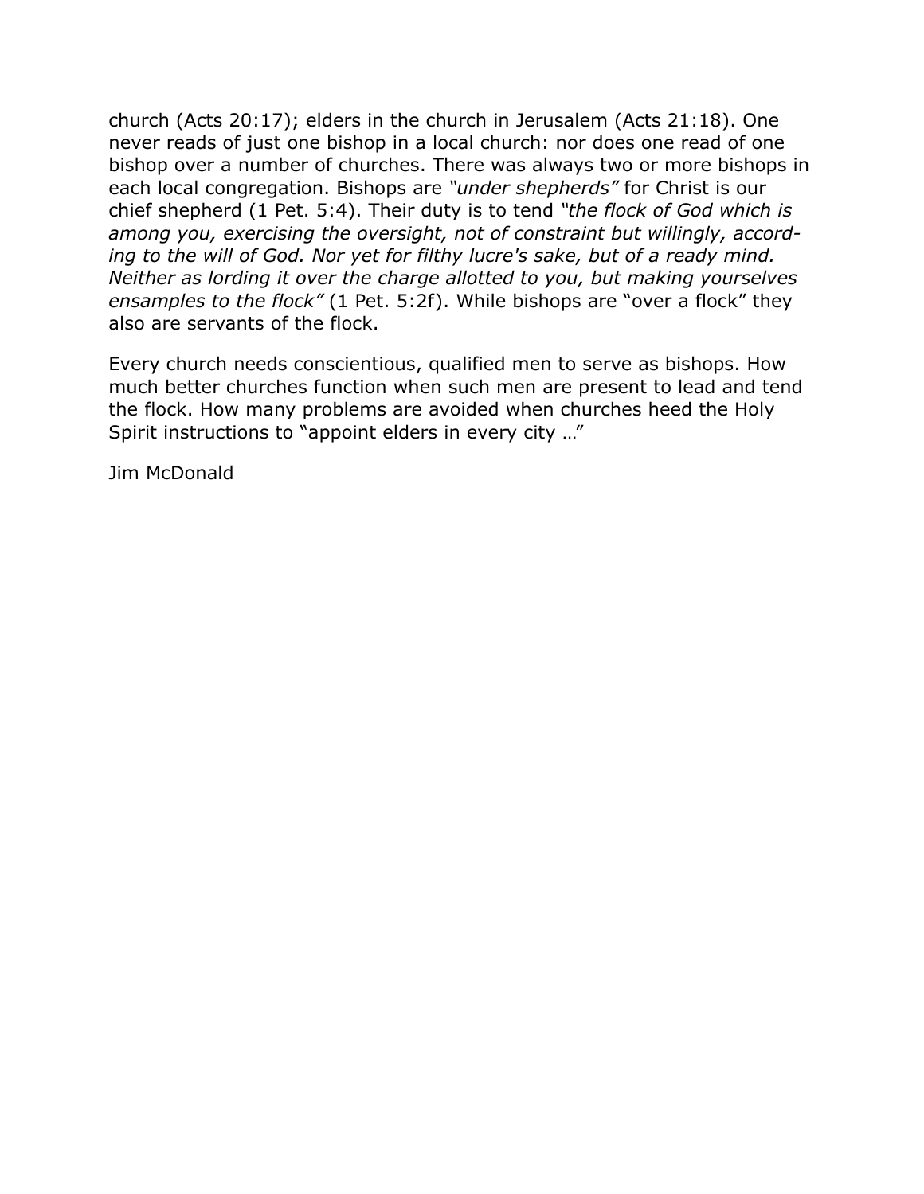church (Acts 20:17); elders in the church in Jerusalem (Acts 21:18). One never reads of just one bishop in a local church: nor does one read of one bishop over a number of churches. There was always two or more bishops in each local congregation. Bishops are *"under shepherds"* for Christ is our chief shepherd (1 Pet. 5:4). Their duty is to tend *"the flock of God which is among you, exercising the oversight, not of constraint but willingly, according to the will of God. Nor yet for filthy lucre's sake, but of a ready mind. Neither as lording it over the charge allotted to you, but making yourselves ensamples to the flock"* (1 Pet. 5:2f). While bishops are "over a flock" they also are servants of the flock.

Every church needs conscientious, qualified men to serve as bishops. How much better churches function when such men are present to lead and tend the flock. How many problems are avoided when churches heed the Holy Spirit instructions to "appoint elders in every city …"

Jim McDonald